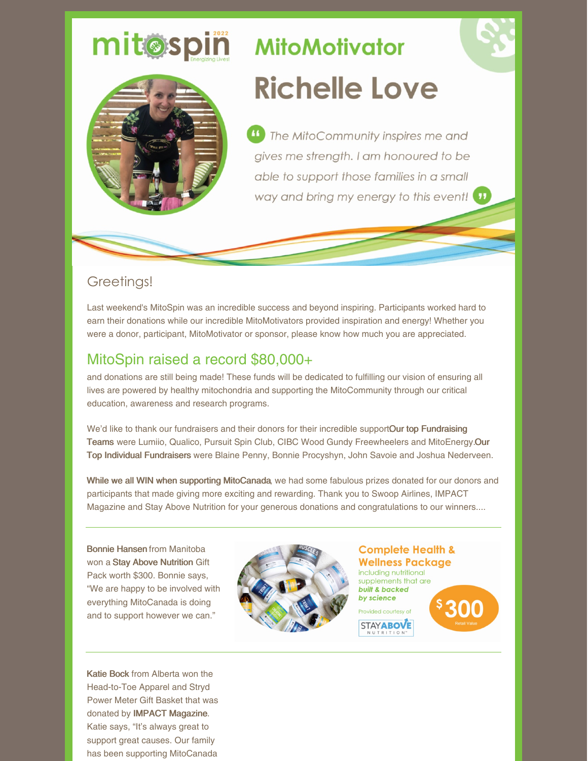mitospin 2022
Energizing Lives!

# MitoMotivator

# Richelle Love

> *The MitoCommunity inspires me and gives me strength. I am honoured to be able to support those families in a small way and bring my energy to this event!*

## Greetings!

Last weekend's MitoSpin was an incredible success and beyond inspiring. Participants worked hard to earn their donations while our incredible MitoMotivators provided inspiration and energy! Whether you were a donor, participant, MitoMotivator or sponsor, please know how much you are appreciated.

## MitoSpin raised a record $80,000+

and donations are still being made! These funds will be dedicated to fulfilling our vision of ensuring all lives are powered by healthy mitochondria and supporting the MitoCommunity through our critical education, awareness and research programs.

We'd like to thank our fundraisers and their donors for their incredible support**Our top Fundraising Teams** were Lumiio, Qualico, Pursuit Spin Club, CIBC Wood Gundy Freewheelers and MitoEnergy.**Our Top Individual Fundraisers** were Blaine Penny, Bonnie Procyshyn, John Savoie and Joshua Nederveen.

**While we all WIN when supporting MitoCanada**, we had some fabulous prizes donated for our donors and participants that made giving more exciting and rewarding. Thank you to Swoop Airlines, IMPACT Magazine and Stay Above Nutrition for your generous donations and congratulations to our winners....

---

**Bonnie Hansen** from Manitoba won a **Stay Above Nutrition** Gift Pack worth $300. Bonnie says, "We are happy to be involved with everything MitoCanada is doing and to support however we can."

**Complete Health & Wellness Package**
including nutritional supplements that are ***built & backed by science***
Provided courtesy of STAYABOVE NUTRITION
$300 Retail Value

---

**Katie Bock** from Alberta won the Head-to-Toe Apparel and Stryd Power Meter Gift Basket that was donated by **IMPACT Magazine**. Katie says, "It's always great to support great causes. Our family has been supporting MitoCanada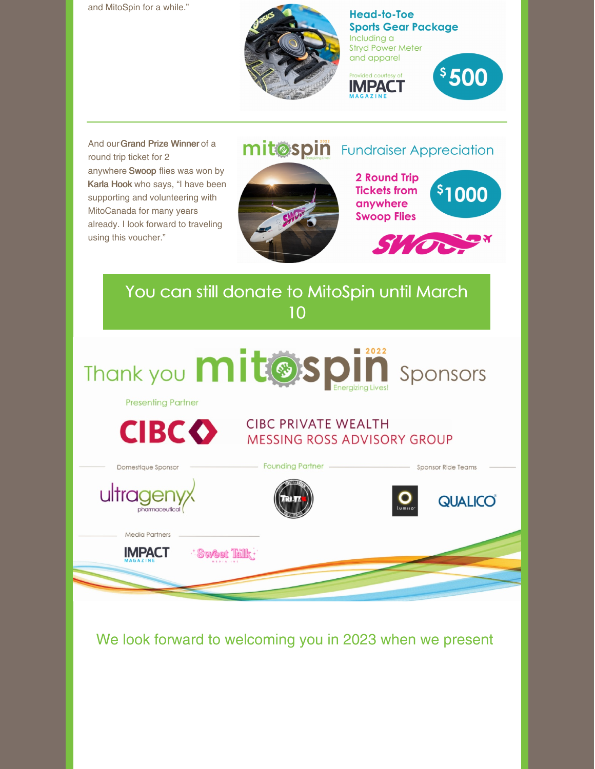and MitoSpin for a while."

**Head-to-Toe Sports Gear Package**
Including a Stryd Power Meter and apparel

Provided courtesy of IMPACT MAGAZINE

$500

---

And our **Grand Prize Winner** of a round trip ticket for 2 anywhere **Swoop** flies was won by **Karla Hook** who says, "I have been supporting and volunteering with MitoCanada for many years already. I look forward to traveling using this voucher."

mitospin 2022 Energizing Lives! Fundraiser Appreciation

**2 Round Trip Tickets from anywhere Swoop Flies**

$1000

SWOOP

## You can still donate to MitoSpin until March 10

## Thank you mitospin 2022 Energizing Lives! Sponsors

Presenting Partner

CIBC — CIBC PRIVATE WEALTH MESSING ROSS ADVISORY GROUP

Domestique Sponsor: ultragenyx pharmaceutical

Founding Partner: TRI.IT

Sponsor Ride Teams: lumiio, QUALICO

Media Partners: IMPACT MAGAZINE, Sweet Talk MEDIA INC

We look forward to welcoming you in 2023 when we present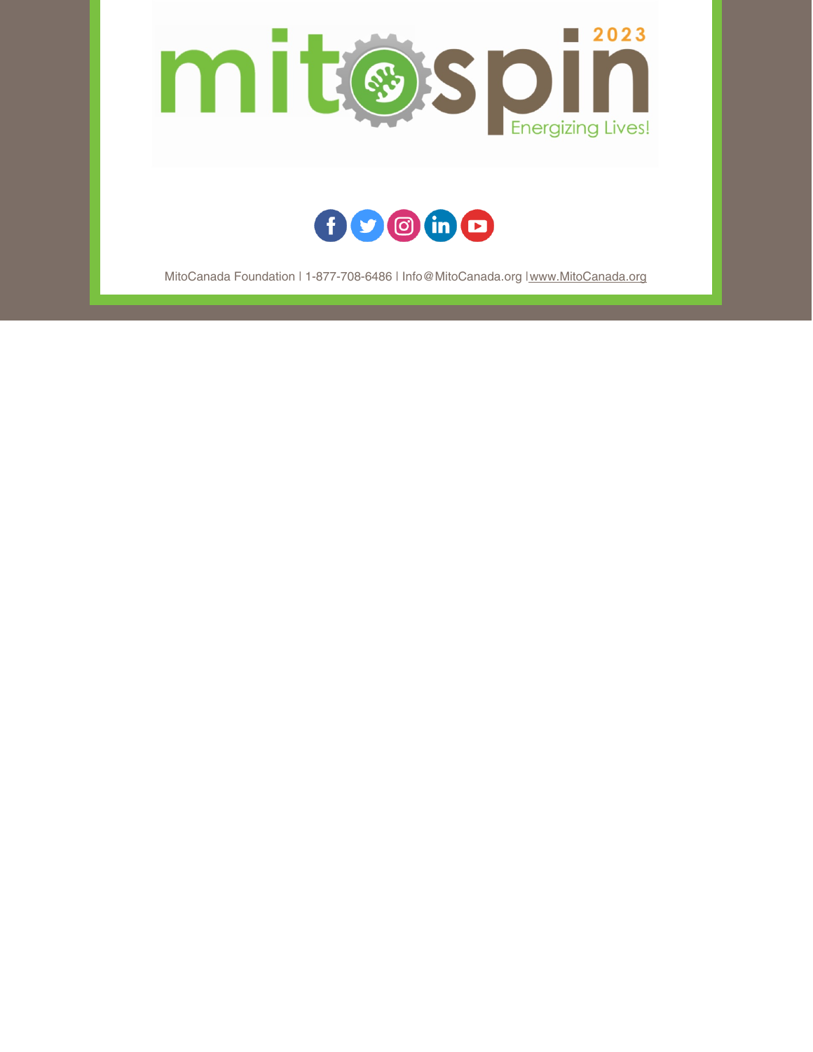mitospin 2023

Energizing Lives!

MitoCanada Foundation | 1-877-708-6486 | Info@MitoCanada.org | www.MitoCanada.org